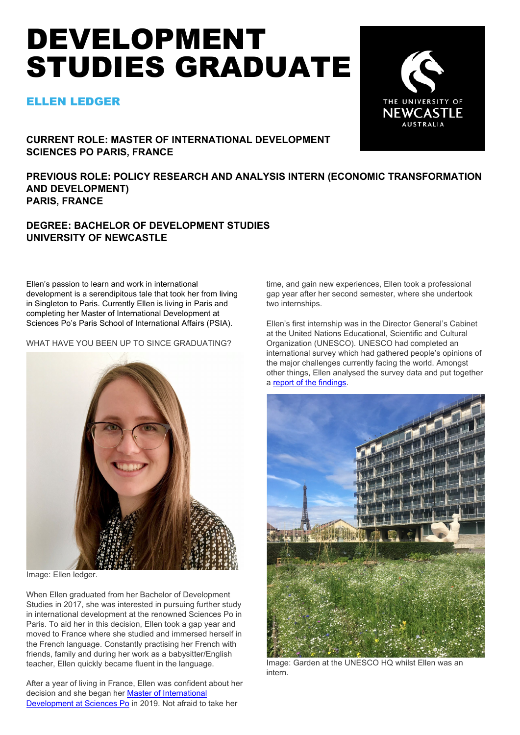# DEVELOPMENT STUDIES GRADUATE

## ELLEN LEDGER

THE UNIVERSITY OF NEWCASTLE AUSTRALIA

### CURRENT ROLE: MASTER OF INTERNATIONAL DEVELOPMENT
### SCIENCES PO PARIS, FRANCE

### PREVIOUS ROLE: POLICY RESEARCH AND ANALYSIS INTERN (ECONOMIC TRANSFORMATION AND DEVELOPMENT)
### PARIS, FRANCE

### DEGREE: BACHELOR OF DEVELOPMENT STUDIES
### UNIVERSITY OF NEWCASTLE

Ellen's passion to learn and work in international development is a serendipitous tale that took her from living in Singleton to Paris. Currently Ellen is living in Paris and completing her Master of International Development at Sciences Po's Paris School of International Affairs (PSIA).

WHAT HAVE YOU BEEN UP TO SINCE GRADUATING?

Image: Ellen ledger.

When Ellen graduated from her Bachelor of Development Studies in 2017, she was interested in pursuing further study in international development at the renowned Sciences Po in Paris. To aid her in this decision, Ellen took a gap year and moved to France where she studied and immersed herself in the French language. Constantly practising her French with friends, family and during her work as a babysitter/English teacher, Ellen quickly became fluent in the language.

After a year of living in France, Ellen was confident about her decision and she began her [Master of International Development at Sciences Po]() in 2019. Not afraid to take her time, and gain new experiences, Ellen took a professional gap year after her second semester, where she undertook two internships.

Ellen's first internship was in the Director General's Cabinet at the United Nations Educational, Scientific and Cultural Organization (UNESCO). UNESCO had completed an international survey which had gathered people's opinions of the major challenges currently facing the world. Amongst other things, Ellen analysed the survey data and put together a [report of the findings]().

Image: Garden at the UNESCO HQ whilst Ellen was an intern.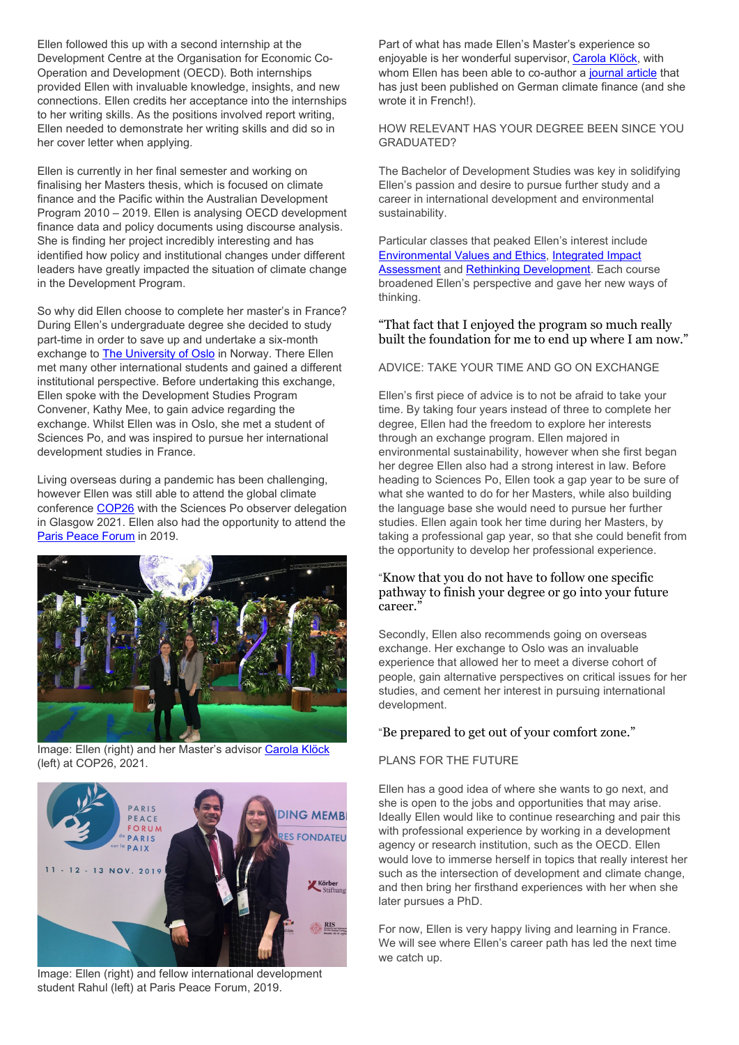Ellen followed this up with a second internship at the Development Centre at the Organisation for Economic Co-Operation and Development (OECD). Both internships provided Ellen with invaluable knowledge, insights, and new connections. Ellen credits her acceptance into the internships to her writing skills. As the positions involved report writing, Ellen needed to demonstrate her writing skills and did so in her cover letter when applying.

Ellen is currently in her final semester and working on finalising her Masters thesis, which is focused on climate finance and the Pacific within the Australian Development Program 2010 – 2019. Ellen is analysing OECD development finance data and policy documents using discourse analysis. She is finding her project incredibly interesting and has identified how policy and institutional changes under different leaders have greatly impacted the situation of climate change in the Development Program.

So why did Ellen choose to complete her master's in France? During Ellen's undergraduate degree she decided to study part-time in order to save up and undertake a six-month exchange to The University of Oslo in Norway. There Ellen met many other international students and gained a different institutional perspective. Before undertaking this exchange, Ellen spoke with the Development Studies Program Convener, Kathy Mee, to gain advice regarding the exchange. Whilst Ellen was in Oslo, she met a student of Sciences Po, and was inspired to pursue her international development studies in France.

Living overseas during a pandemic has been challenging, however Ellen was still able to attend the global climate conference COP26 with the Sciences Po observer delegation in Glasgow 2021. Ellen also had the opportunity to attend the Paris Peace Forum in 2019.

Image: Ellen (right) and her Master's advisor Carola Klöck (left) at COP26, 2021.

Image: Ellen (right) and fellow international development student Rahul (left) at Paris Peace Forum, 2019.

Part of what has made Ellen's Master's experience so enjoyable is her wonderful supervisor, Carola Klöck, with whom Ellen has been able to co-author a journal article that has just been published on German climate finance (and she wrote it in French!).

## HOW RELEVANT HAS YOUR DEGREE BEEN SINCE YOU GRADUATED?

The Bachelor of Development Studies was key in solidifying Ellen's passion and desire to pursue further study and a career in international development and environmental sustainability.

Particular classes that peaked Ellen's interest include Environmental Values and Ethics, Integrated Impact Assessment and Rethinking Development. Each course broadened Ellen's perspective and gave her new ways of thinking.

"That fact that I enjoyed the program so much really built the foundation for me to end up where I am now."

## ADVICE: TAKE YOUR TIME AND GO ON EXCHANGE

Ellen's first piece of advice is to not be afraid to take your time. By taking four years instead of three to complete her degree, Ellen had the freedom to explore her interests through an exchange program. Ellen majored in environmental sustainability, however when she first began her degree Ellen also had a strong interest in law. Before heading to Sciences Po, Ellen took a gap year to be sure of what she wanted to do for her Masters, while also building the language base she would need to pursue her further studies. Ellen again took her time during her Masters, by taking a professional gap year, so that she could benefit from the opportunity to develop her professional experience.

"Know that you do not have to follow one specific pathway to finish your degree or go into your future career."

Secondly, Ellen also recommends going on overseas exchange. Her exchange to Oslo was an invaluable experience that allowed her to meet a diverse cohort of people, gain alternative perspectives on critical issues for her studies, and cement her interest in pursuing international development.

"Be prepared to get out of your comfort zone."

## PLANS FOR THE FUTURE

Ellen has a good idea of where she wants to go next, and she is open to the jobs and opportunities that may arise. Ideally Ellen would like to continue researching and pair this with professional experience by working in a development agency or research institution, such as the OECD. Ellen would love to immerse herself in topics that really interest her such as the intersection of development and climate change, and then bring her firsthand experiences with her when she later pursues a PhD.

For now, Ellen is very happy living and learning in France. We will see where Ellen's career path has led the next time we catch up.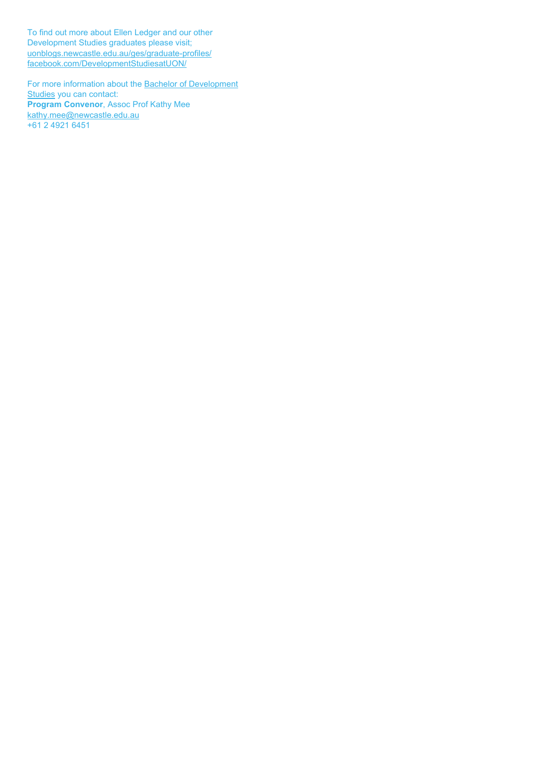To find out more about Ellen Ledger and our other Development Studies graduates please visit;
uonblogs.newcastle.edu.au/ges/graduate-profiles/
facebook.com/DevelopmentStudiesatUON/

For more information about the Bachelor of Development Studies you can contact:
**Program Convenor**, Assoc Prof Kathy Mee
kathy.mee@newcastle.edu.au
+61 2 4921 6451